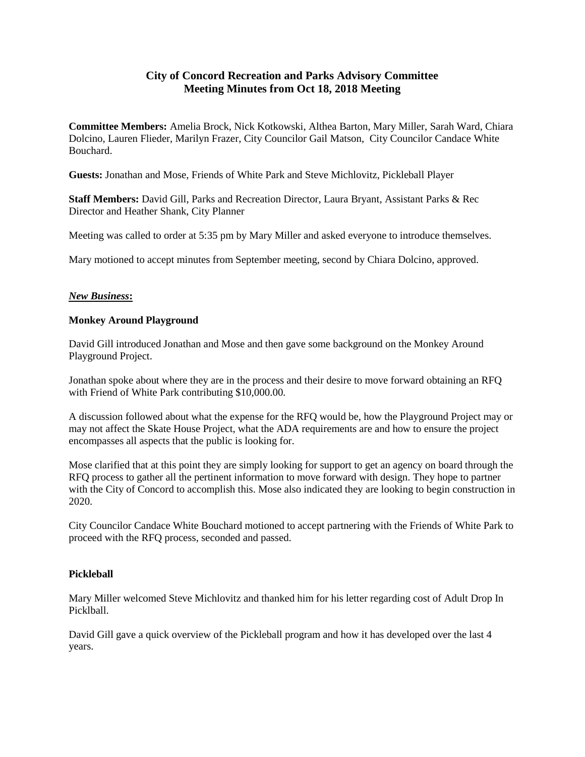# City of Concord Recreation and Parks Advisory Committee
# Meeting Minutes from Oct 18, 2018 Meeting

**Committee Members:** Amelia Brock, Nick Kotkowski, Althea Barton, Mary Miller, Sarah Ward, Chiara Dolcino, Lauren Flieder, Marilyn Frazer, City Councilor Gail Matson, City Councilor Candace White Bouchard.

**Guests:** Jonathan and Mose, Friends of White Park and Steve Michlovitz, Pickleball Player

**Staff Members:** David Gill, Parks and Recreation Director, Laura Bryant, Assistant Parks & Rec Director and Heather Shank, City Planner

Meeting was called to order at 5:35 pm by Mary Miller and asked everyone to introduce themselves.

Mary motioned to accept minutes from September meeting, second by Chiara Dolcino, approved.

## ***New Business*:**

### Monkey Around Playground

David Gill introduced Jonathan and Mose and then gave some background on the Monkey Around Playground Project.

Jonathan spoke about where they are in the process and their desire to move forward obtaining an RFQ with Friend of White Park contributing $10,000.00.

A discussion followed about what the expense for the RFQ would be, how the Playground Project may or may not affect the Skate House Project, what the ADA requirements are and how to ensure the project encompasses all aspects that the public is looking for.

Mose clarified that at this point they are simply looking for support to get an agency on board through the RFQ process to gather all the pertinent information to move forward with design. They hope to partner with the City of Concord to accomplish this. Mose also indicated they are looking to begin construction in 2020.

City Councilor Candace White Bouchard motioned to accept partnering with the Friends of White Park to proceed with the RFQ process, seconded and passed.

### Pickleball

Mary Miller welcomed Steve Michlovitz and thanked him for his letter regarding cost of Adult Drop In Picklball.

David Gill gave a quick overview of the Pickleball program and how it has developed over the last 4 years.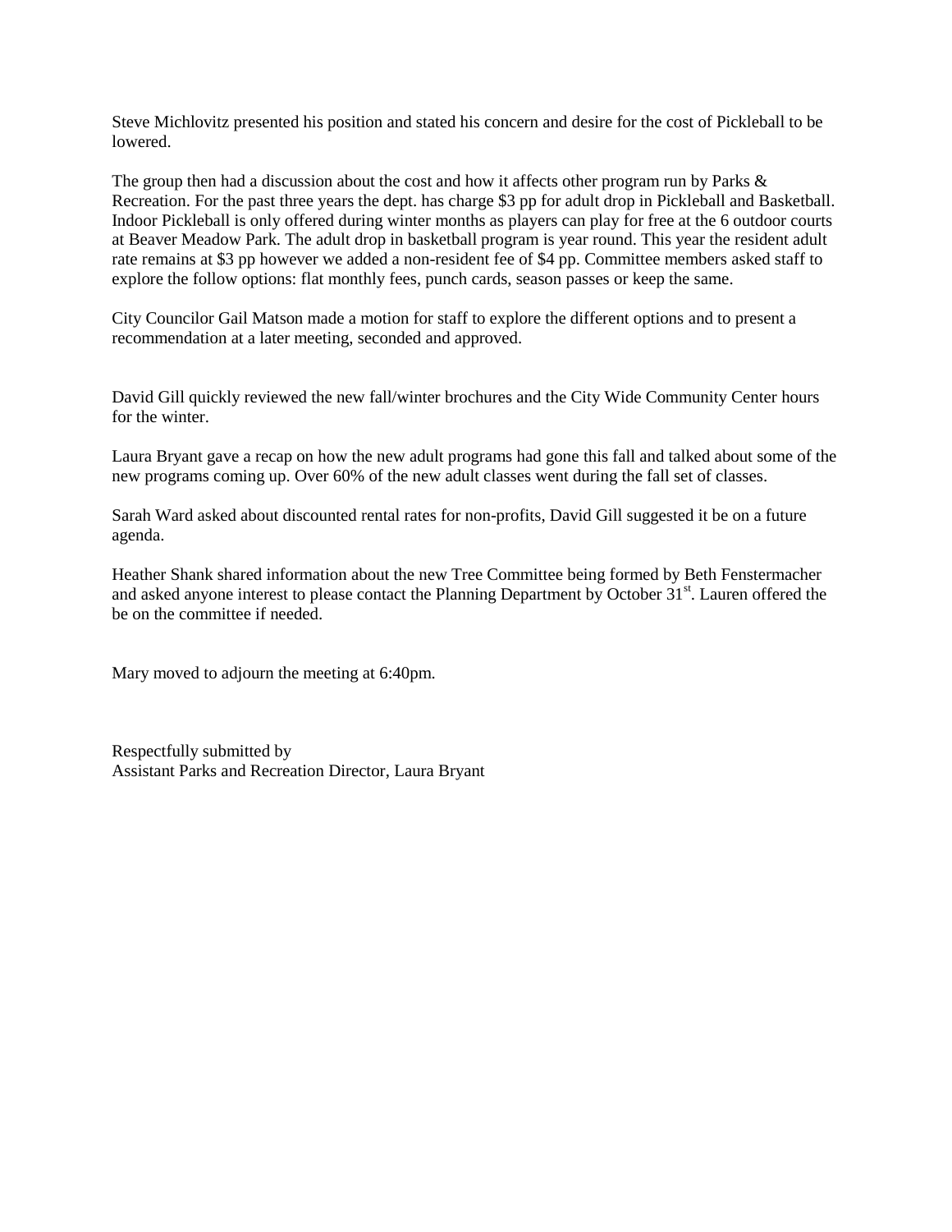Steve Michlovitz presented his position and stated his concern and desire for the cost of Pickleball to be lowered.

The group then had a discussion about the cost and how it affects other program run by Parks & Recreation. For the past three years the dept. has charge $3 pp for adult drop in Pickleball and Basketball. Indoor Pickleball is only offered during winter months as players can play for free at the 6 outdoor courts at Beaver Meadow Park. The adult drop in basketball program is year round. This year the resident adult rate remains at $3 pp however we added a non-resident fee of $4 pp. Committee members asked staff to explore the follow options: flat monthly fees, punch cards, season passes or keep the same.

City Councilor Gail Matson made a motion for staff to explore the different options and to present a recommendation at a later meeting, seconded and approved.

David Gill quickly reviewed the new fall/winter brochures and the City Wide Community Center hours for the winter.

Laura Bryant gave a recap on how the new adult programs had gone this fall and talked about some of the new programs coming up. Over 60% of the new adult classes went during the fall set of classes.

Sarah Ward asked about discounted rental rates for non-profits, David Gill suggested it be on a future agenda.

Heather Shank shared information about the new Tree Committee being formed by Beth Fenstermacher and asked anyone interest to please contact the Planning Department by October 31st. Lauren offered the be on the committee if needed.

Mary moved to adjourn the meeting at 6:40pm.

Respectfully submitted by
Assistant Parks and Recreation Director, Laura Bryant